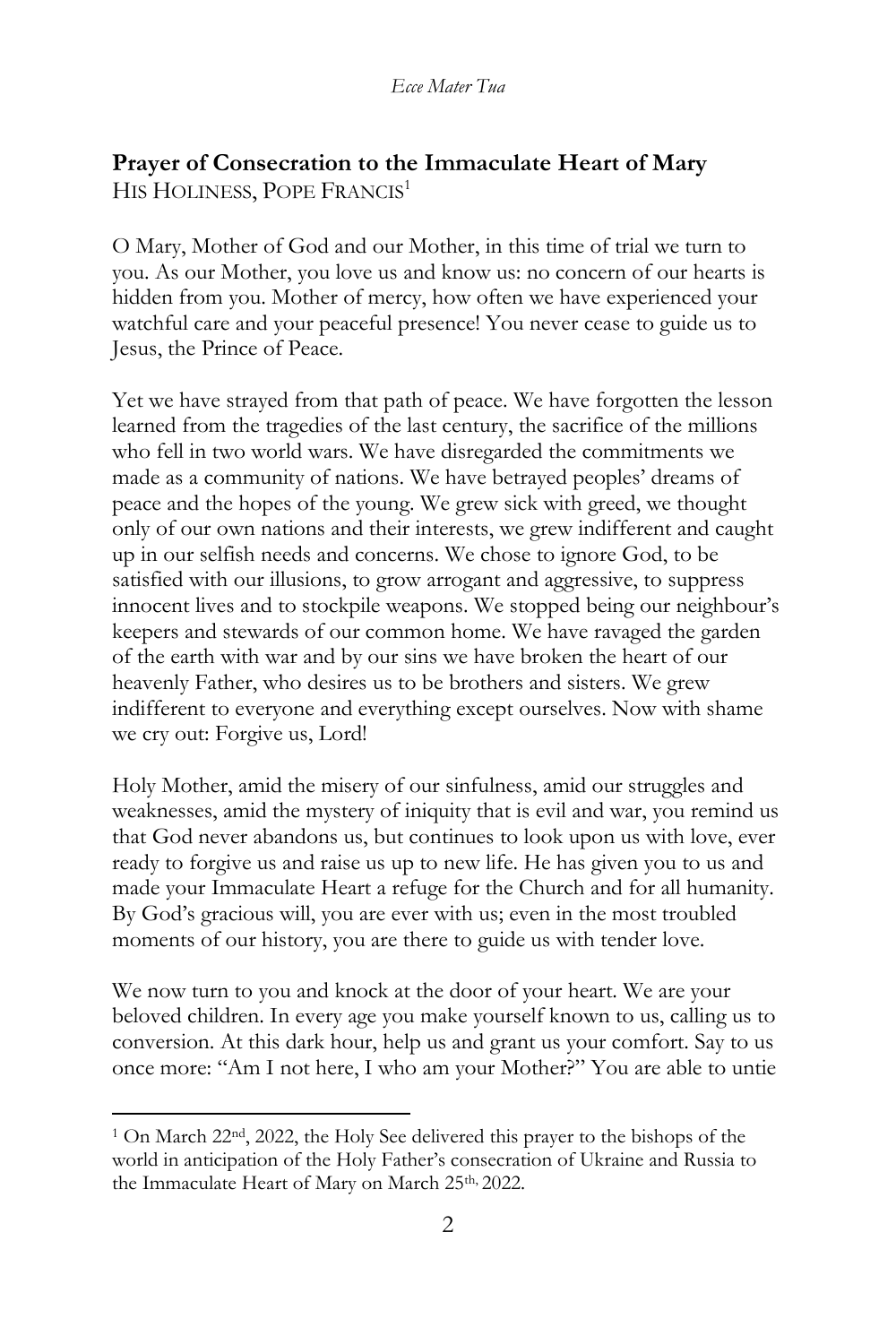**Prayer of Consecration to the Immaculate Heart of Mary**
HIS HOLINESS, POPE FRANCIS[1]

O Mary, Mother of God and our Mother, in this time of trial we turn to you. As our Mother, you love us and know us: no concern of our hearts is hidden from you. Mother of mercy, how often we have experienced your watchful care and your peaceful presence! You never cease to guide us to Jesus, the Prince of Peace.

Yet we have strayed from that path of peace. We have forgotten the lesson learned from the tragedies of the last century, the sacrifice of the millions who fell in two world wars. We have disregarded the commitments we made as a community of nations. We have betrayed peoples' dreams of peace and the hopes of the young. We grew sick with greed, we thought only of our own nations and their interests, we grew indifferent and caught up in our selfish needs and concerns. We chose to ignore God, to be satisfied with our illusions, to grow arrogant and aggressive, to suppress innocent lives and to stockpile weapons. We stopped being our neighbour's keepers and stewards of our common home. We have ravaged the garden of the earth with war and by our sins we have broken the heart of our heavenly Father, who desires us to be brothers and sisters. We grew indifferent to everyone and everything except ourselves. Now with shame we cry out: Forgive us, Lord!

Holy Mother, amid the misery of our sinfulness, amid our struggles and weaknesses, amid the mystery of iniquity that is evil and war, you remind us that God never abandons us, but continues to look upon us with love, ever ready to forgive us and raise us up to new life. He has given you to us and made your Immaculate Heart a refuge for the Church and for all humanity. By God's gracious will, you are ever with us; even in the most troubled moments of our history, you are there to guide us with tender love.

We now turn to you and knock at the door of your heart. We are your beloved children. In every age you make yourself known to us, calling us to conversion. At this dark hour, help us and grant us your comfort. Say to us once more: "Am I not here, I who am your Mother?" You are able to untie

[1] On March 22nd, 2022, the Holy See delivered this prayer to the bishops of the world in anticipation of the Holy Father's consecration of Ukraine and Russia to the Immaculate Heart of Mary on March 25th, 2022.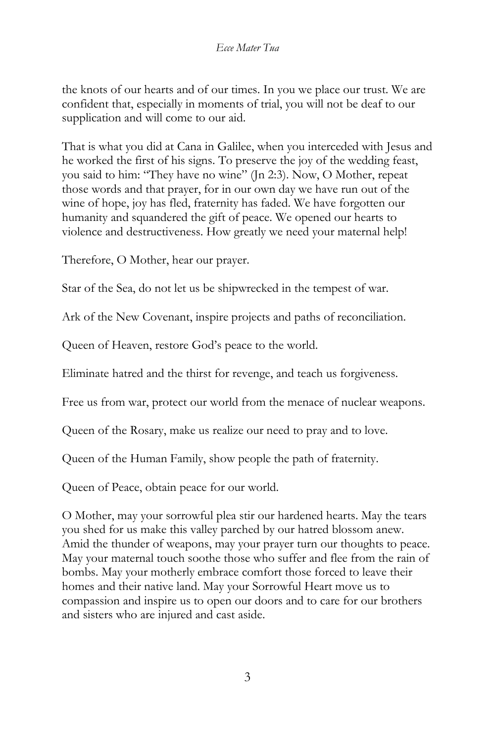the knots of our hearts and of our times. In you we place our trust. We are confident that, especially in moments of trial, you will not be deaf to our supplication and will come to our aid.

That is what you did at Cana in Galilee, when you interceded with Jesus and he worked the first of his signs. To preserve the joy of the wedding feast, you said to him: "They have no wine" (Jn 2:3). Now, O Mother, repeat those words and that prayer, for in our own day we have run out of the wine of hope, joy has fled, fraternity has faded. We have forgotten our humanity and squandered the gift of peace. We opened our hearts to violence and destructiveness. How greatly we need your maternal help!

Therefore, O Mother, hear our prayer.

Star of the Sea, do not let us be shipwrecked in the tempest of war.

Ark of the New Covenant, inspire projects and paths of reconciliation.

Queen of Heaven, restore God's peace to the world.

Eliminate hatred and the thirst for revenge, and teach us forgiveness.

Free us from war, protect our world from the menace of nuclear weapons.

Queen of the Rosary, make us realize our need to pray and to love.

Queen of the Human Family, show people the path of fraternity.

Queen of Peace, obtain peace for our world.

O Mother, may your sorrowful plea stir our hardened hearts. May the tears you shed for us make this valley parched by our hatred blossom anew. Amid the thunder of weapons, may your prayer turn our thoughts to peace. May your maternal touch soothe those who suffer and flee from the rain of bombs. May your motherly embrace comfort those forced to leave their homes and their native land. May your Sorrowful Heart move us to compassion and inspire us to open our doors and to care for our brothers and sisters who are injured and cast aside.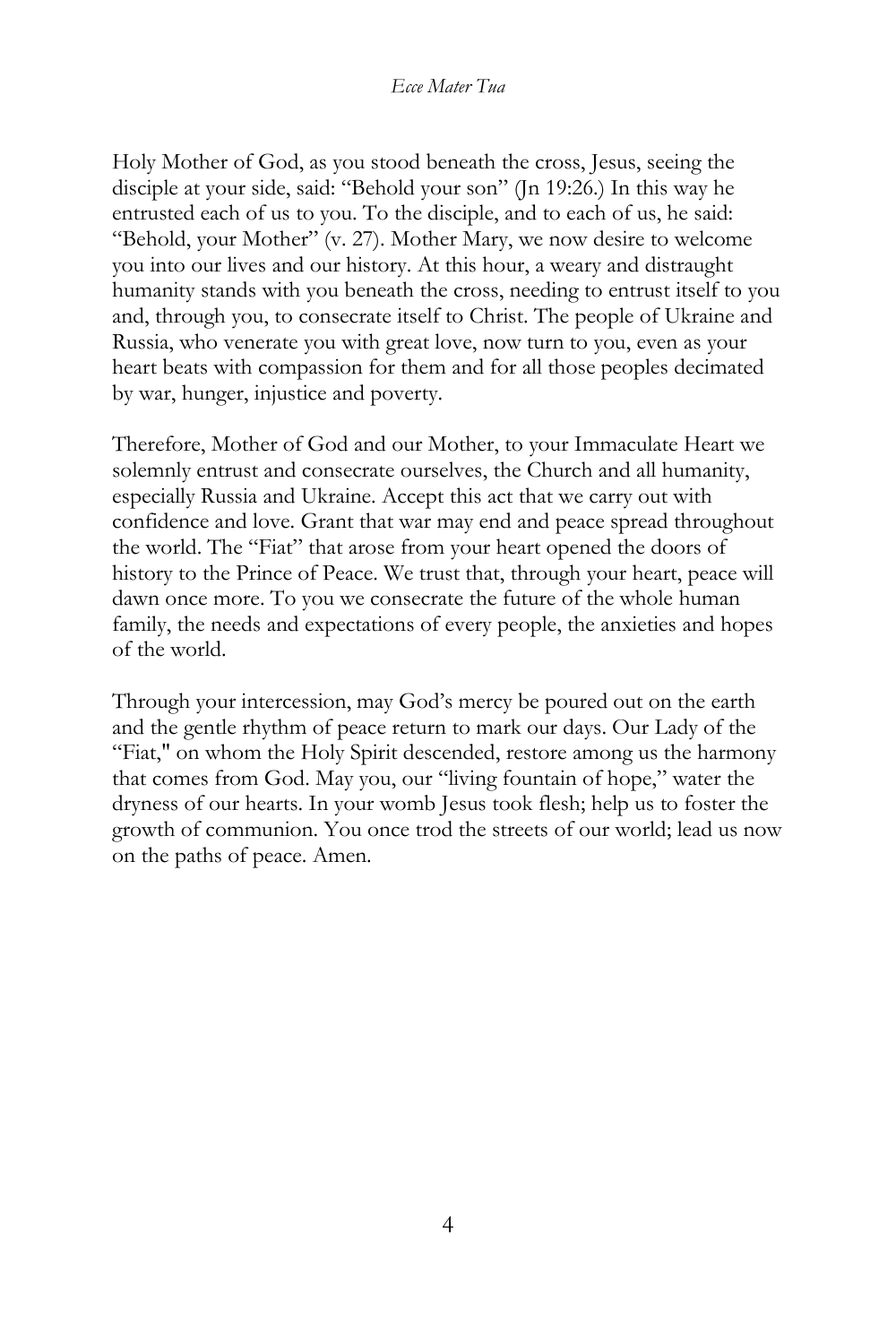Holy Mother of God, as you stood beneath the cross, Jesus, seeing the disciple at your side, said: "Behold your son" (Jn 19:26.) In this way he entrusted each of us to you. To the disciple, and to each of us, he said: "Behold, your Mother" (v. 27). Mother Mary, we now desire to welcome you into our lives and our history. At this hour, a weary and distraught humanity stands with you beneath the cross, needing to entrust itself to you and, through you, to consecrate itself to Christ. The people of Ukraine and Russia, who venerate you with great love, now turn to you, even as your heart beats with compassion for them and for all those peoples decimated by war, hunger, injustice and poverty.

Therefore, Mother of God and our Mother, to your Immaculate Heart we solemnly entrust and consecrate ourselves, the Church and all humanity, especially Russia and Ukraine. Accept this act that we carry out with confidence and love. Grant that war may end and peace spread throughout the world. The "Fiat" that arose from your heart opened the doors of history to the Prince of Peace. We trust that, through your heart, peace will dawn once more. To you we consecrate the future of the whole human family, the needs and expectations of every people, the anxieties and hopes of the world.

Through your intercession, may God's mercy be poured out on the earth and the gentle rhythm of peace return to mark our days. Our Lady of the "Fiat," on whom the Holy Spirit descended, restore among us the harmony that comes from God. May you, our "living fountain of hope," water the dryness of our hearts. In your womb Jesus took flesh; help us to foster the growth of communion. You once trod the streets of our world; lead us now on the paths of peace. Amen.